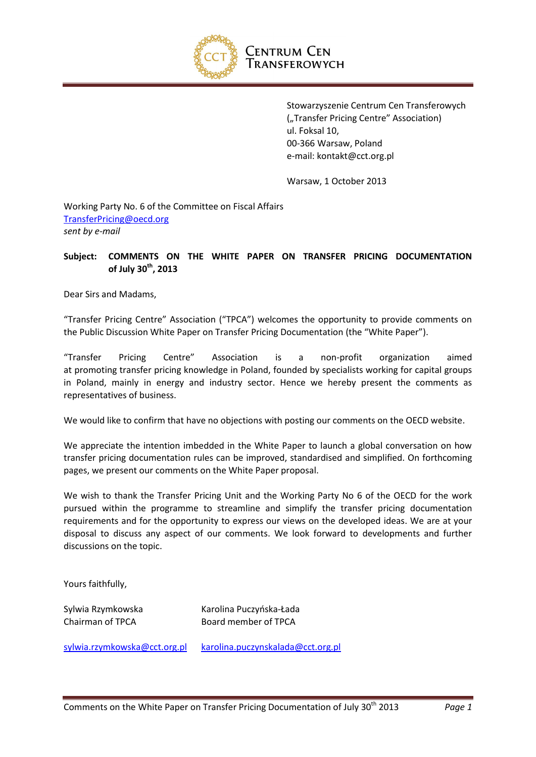CENTRUM CEN TRANSFEROWYCH

Stowarzyszenie Centrum Cen Transferowych
(„Transfer Pricing Centre" Association)
ul. Foksal 10,
00-366 Warsaw, Poland
e-mail: kontakt@cct.org.pl

Warsaw, 1 October 2013

Working Party No. 6 of the Committee on Fiscal Affairs
TransferPricing@oecd.org
*sent by e-mail*

**Subject: COMMENTS ON THE WHITE PAPER ON TRANSFER PRICING DOCUMENTATION of July 30th, 2013**

Dear Sirs and Madams,

"Transfer Pricing Centre" Association ("TPCA") welcomes the opportunity to provide comments on the Public Discussion White Paper on Transfer Pricing Documentation (the "White Paper").

"Transfer Pricing Centre" Association is a non-profit organization aimed at promoting transfer pricing knowledge in Poland, founded by specialists working for capital groups in Poland, mainly in energy and industry sector. Hence we hereby present the comments as representatives of business.

We would like to confirm that have no objections with posting our comments on the OECD website.

We appreciate the intention imbedded in the White Paper to launch a global conversation on how transfer pricing documentation rules can be improved, standardised and simplified. On forthcoming pages, we present our comments on the White Paper proposal.

We wish to thank the Transfer Pricing Unit and the Working Party No 6 of the OECD for the work pursued within the programme to streamline and simplify the transfer pricing documentation requirements and for the opportunity to express our views on the developed ideas. We are at your disposal to discuss any aspect of our comments. We look forward to developments and further discussions on the topic.

Yours faithfully,

| Sylwia Rzymkowska | Karolina Puczyńska-Łada |
|---|---|
| Chairman of TPCA | Board member of TPCA |
| sylwia.rzymkowska@cct.org.pl | karolina.puczynskalada@cct.org.pl |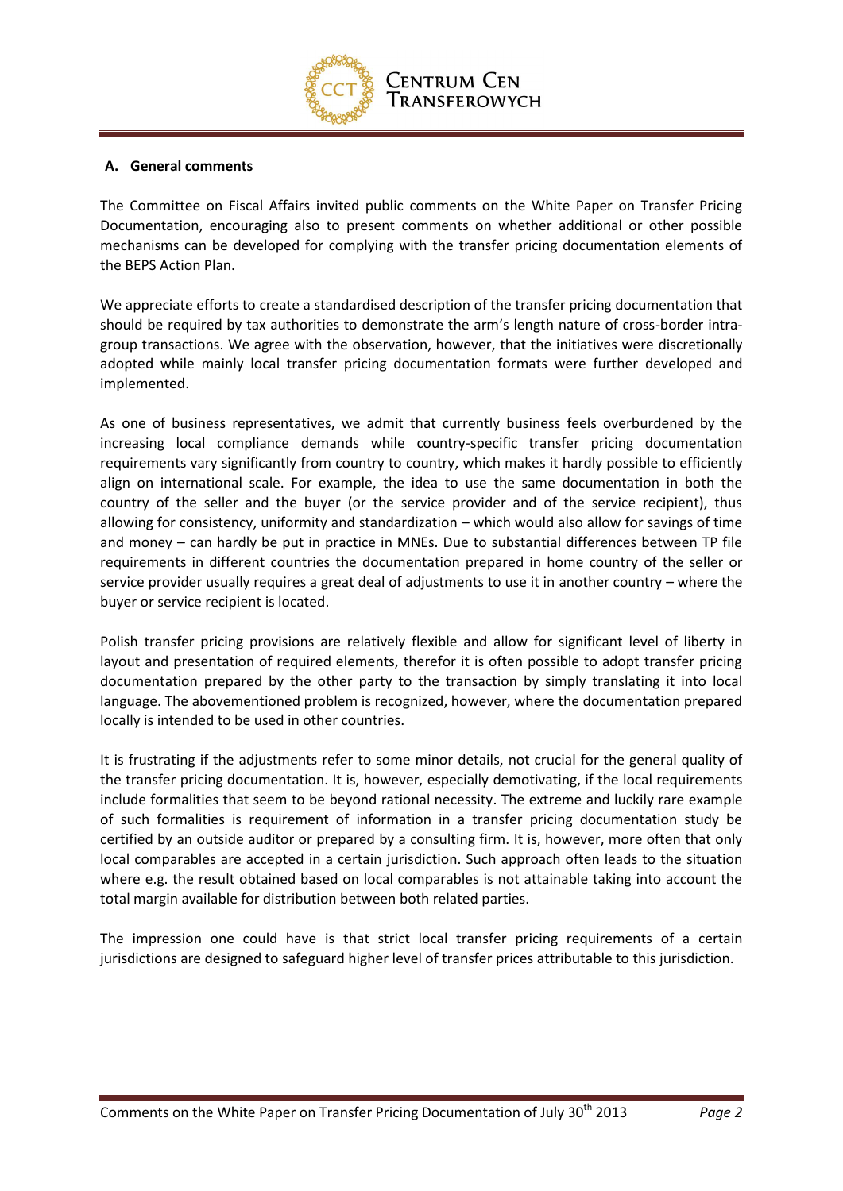## A. General comments

The Committee on Fiscal Affairs invited public comments on the White Paper on Transfer Pricing Documentation, encouraging also to present comments on whether additional or other possible mechanisms can be developed for complying with the transfer pricing documentation elements of the BEPS Action Plan.

We appreciate efforts to create a standardised description of the transfer pricing documentation that should be required by tax authorities to demonstrate the arm's length nature of cross-border intra-group transactions. We agree with the observation, however, that the initiatives were discretionally adopted while mainly local transfer pricing documentation formats were further developed and implemented.

As one of business representatives, we admit that currently business feels overburdened by the increasing local compliance demands while country-specific transfer pricing documentation requirements vary significantly from country to country, which makes it hardly possible to efficiently align on international scale. For example, the idea to use the same documentation in both the country of the seller and the buyer (or the service provider and of the service recipient), thus allowing for consistency, uniformity and standardization – which would also allow for savings of time and money – can hardly be put in practice in MNEs. Due to substantial differences between TP file requirements in different countries the documentation prepared in home country of the seller or service provider usually requires a great deal of adjustments to use it in another country – where the buyer or service recipient is located.

Polish transfer pricing provisions are relatively flexible and allow for significant level of liberty in layout and presentation of required elements, therefor it is often possible to adopt transfer pricing documentation prepared by the other party to the transaction by simply translating it into local language. The abovementioned problem is recognized, however, where the documentation prepared locally is intended to be used in other countries.

It is frustrating if the adjustments refer to some minor details, not crucial for the general quality of the transfer pricing documentation. It is, however, especially demotivating, if the local requirements include formalities that seem to be beyond rational necessity. The extreme and luckily rare example of such formalities is requirement of information in a transfer pricing documentation study be certified by an outside auditor or prepared by a consulting firm. It is, however, more often that only local comparables are accepted in a certain jurisdiction. Such approach often leads to the situation where e.g. the result obtained based on local comparables is not attainable taking into account the total margin available for distribution between both related parties.

The impression one could have is that strict local transfer pricing requirements of a certain jurisdictions are designed to safeguard higher level of transfer prices attributable to this jurisdiction.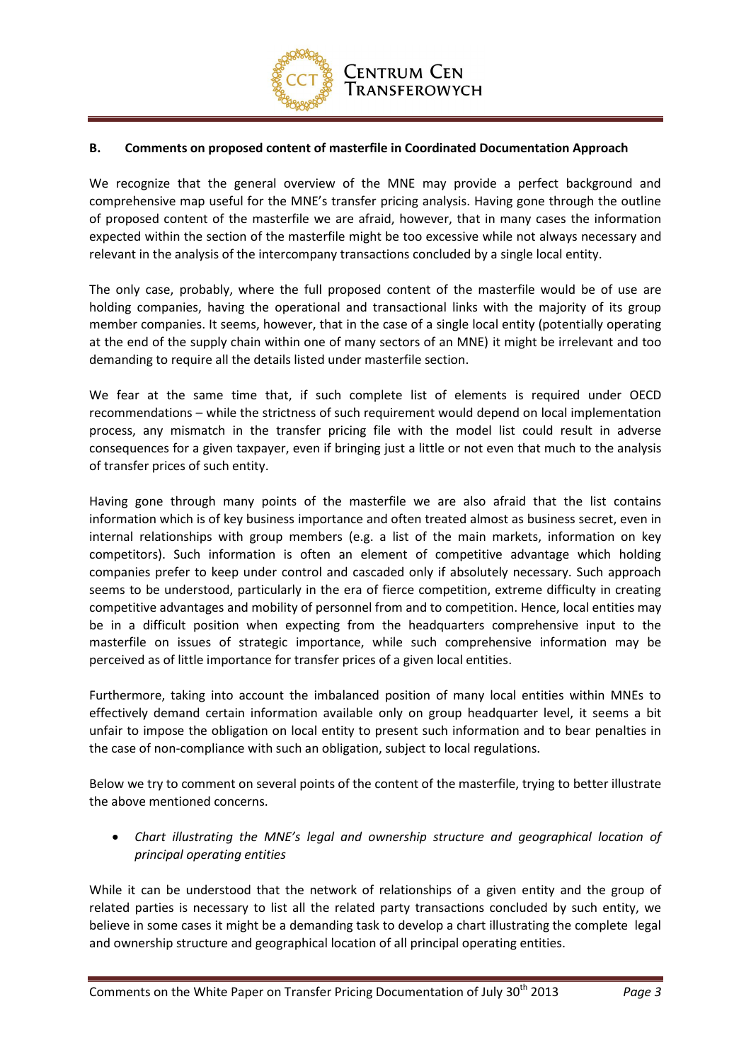## B. Comments on proposed content of masterfile in Coordinated Documentation Approach

We recognize that the general overview of the MNE may provide a perfect background and comprehensive map useful for the MNE's transfer pricing analysis. Having gone through the outline of proposed content of the masterfile we are afraid, however, that in many cases the information expected within the section of the masterfile might be too excessive while not always necessary and relevant in the analysis of the intercompany transactions concluded by a single local entity.

The only case, probably, where the full proposed content of the masterfile would be of use are holding companies, having the operational and transactional links with the majority of its group member companies. It seems, however, that in the case of a single local entity (potentially operating at the end of the supply chain within one of many sectors of an MNE) it might be irrelevant and too demanding to require all the details listed under masterfile section.

We fear at the same time that, if such complete list of elements is required under OECD recommendations – while the strictness of such requirement would depend on local implementation process, any mismatch in the transfer pricing file with the model list could result in adverse consequences for a given taxpayer, even if bringing just a little or not even that much to the analysis of transfer prices of such entity.

Having gone through many points of the masterfile we are also afraid that the list contains information which is of key business importance and often treated almost as business secret, even in internal relationships with group members (e.g. a list of the main markets, information on key competitors). Such information is often an element of competitive advantage which holding companies prefer to keep under control and cascaded only if absolutely necessary. Such approach seems to be understood, particularly in the era of fierce competition, extreme difficulty in creating competitive advantages and mobility of personnel from and to competition. Hence, local entities may be in a difficult position when expecting from the headquarters comprehensive input to the masterfile on issues of strategic importance, while such comprehensive information may be perceived as of little importance for transfer prices of a given local entities.

Furthermore, taking into account the imbalanced position of many local entities within MNEs to effectively demand certain information available only on group headquarter level, it seems a bit unfair to impose the obligation on local entity to present such information and to bear penalties in the case of non-compliance with such an obligation, subject to local regulations.

Below we try to comment on several points of the content of the masterfile, trying to better illustrate the above mentioned concerns.

- *Chart illustrating the MNE's legal and ownership structure and geographical location of principal operating entities*

While it can be understood that the network of relationships of a given entity and the group of related parties is necessary to list all the related party transactions concluded by such entity, we believe in some cases it might be a demanding task to develop a chart illustrating the complete legal and ownership structure and geographical location of all principal operating entities.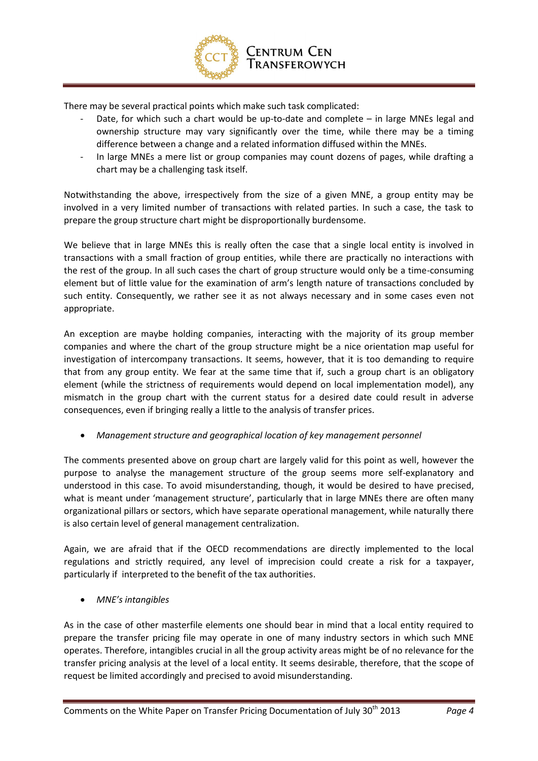There may be several practical points which make such task complicated:

- Date, for which such a chart would be up-to-date and complete – in large MNEs legal and ownership structure may vary significantly over the time, while there may be a timing difference between a change and a related information diffused within the MNEs.
- In large MNEs a mere list or group companies may count dozens of pages, while drafting a chart may be a challenging task itself.

Notwithstanding the above, irrespectively from the size of a given MNE, a group entity may be involved in a very limited number of transactions with related parties. In such a case, the task to prepare the group structure chart might be disproportionally burdensome.

We believe that in large MNEs this is really often the case that a single local entity is involved in transactions with a small fraction of group entities, while there are practically no interactions with the rest of the group. In all such cases the chart of group structure would only be a time-consuming element but of little value for the examination of arm's length nature of transactions concluded by such entity. Consequently, we rather see it as not always necessary and in some cases even not appropriate.

An exception are maybe holding companies, interacting with the majority of its group member companies and where the chart of the group structure might be a nice orientation map useful for investigation of intercompany transactions. It seems, however, that it is too demanding to require that from any group entity. We fear at the same time that if, such a group chart is an obligatory element (while the strictness of requirements would depend on local implementation model), any mismatch in the group chart with the current status for a desired date could result in adverse consequences, even if bringing really a little to the analysis of transfer prices.

- *Management structure and geographical location of key management personnel*

The comments presented above on group chart are largely valid for this point as well, however the purpose to analyse the management structure of the group seems more self-explanatory and understood in this case. To avoid misunderstanding, though, it would be desired to have precised, what is meant under 'management structure', particularly that in large MNEs there are often many organizational pillars or sectors, which have separate operational management, while naturally there is also certain level of general management centralization.

Again, we are afraid that if the OECD recommendations are directly implemented to the local regulations and strictly required, any level of imprecision could create a risk for a taxpayer, particularly if interpreted to the benefit of the tax authorities.

- *MNE's intangibles*

As in the case of other masterfile elements one should bear in mind that a local entity required to prepare the transfer pricing file may operate in one of many industry sectors in which such MNE operates. Therefore, intangibles crucial in all the group activity areas might be of no relevance for the transfer pricing analysis at the level of a local entity. It seems desirable, therefore, that the scope of request be limited accordingly and precised to avoid misunderstanding.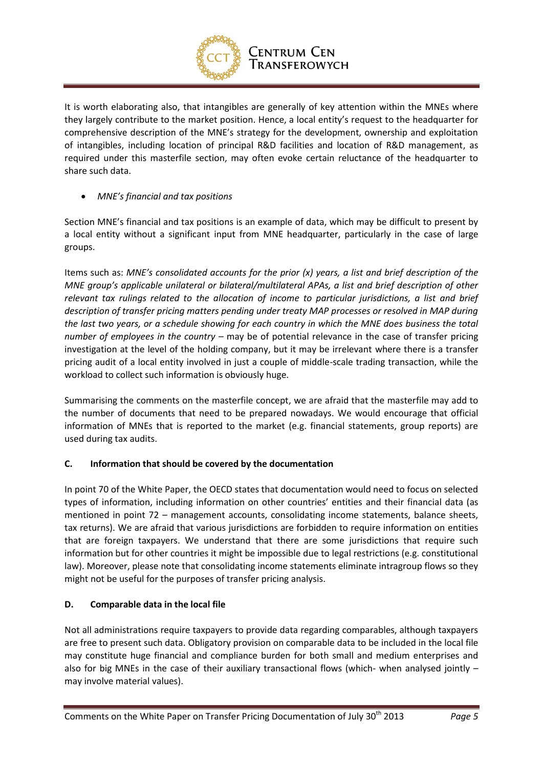It is worth elaborating also, that intangibles are generally of key attention within the MNEs where they largely contribute to the market position. Hence, a local entity's request to the headquarter for comprehensive description of the MNE's strategy for the development, ownership and exploitation of intangibles, including location of principal R&D facilities and location of R&D management, as required under this masterfile section, may often evoke certain reluctance of the headquarter to share such data.

- *MNE's financial and tax positions*

Section MNE's financial and tax positions is an example of data, which may be difficult to present by a local entity without a significant input from MNE headquarter, particularly in the case of large groups.

Items such as: *MNE's consolidated accounts for the prior (x) years, a list and brief description of the MNE group's applicable unilateral or bilateral/multilateral APAs, a list and brief description of other relevant tax rulings related to the allocation of income to particular jurisdictions, a list and brief description of transfer pricing matters pending under treaty MAP processes or resolved in MAP during the last two years, or a schedule showing for each country in which the MNE does business the total number of employees in the country* – may be of potential relevance in the case of transfer pricing investigation at the level of the holding company, but it may be irrelevant where there is a transfer pricing audit of a local entity involved in just a couple of middle-scale trading transaction, while the workload to collect such information is obviously huge.

Summarising the comments on the masterfile concept, we are afraid that the masterfile may add to the number of documents that need to be prepared nowadays. We would encourage that official information of MNEs that is reported to the market (e.g. financial statements, group reports) are used during tax audits.

**C. Information that should be covered by the documentation**

In point 70 of the White Paper, the OECD states that documentation would need to focus on selected types of information, including information on other countries' entities and their financial data (as mentioned in point 72 – management accounts, consolidating income statements, balance sheets, tax returns). We are afraid that various jurisdictions are forbidden to require information on entities that are foreign taxpayers. We understand that there are some jurisdictions that require such information but for other countries it might be impossible due to legal restrictions (e.g. constitutional law). Moreover, please note that consolidating income statements eliminate intragroup flows so they might not be useful for the purposes of transfer pricing analysis.

**D. Comparable data in the local file**

Not all administrations require taxpayers to provide data regarding comparables, although taxpayers are free to present such data. Obligatory provision on comparable data to be included in the local file may constitute huge financial and compliance burden for both small and medium enterprises and also for big MNEs in the case of their auxiliary transactional flows (which- when analysed jointly – may involve material values).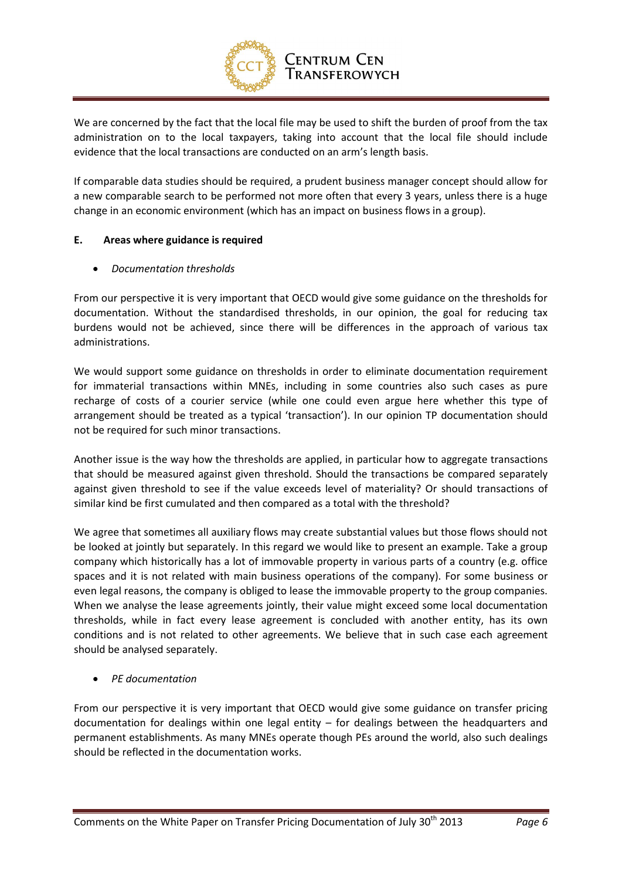We are concerned by the fact that the local file may be used to shift the burden of proof from the tax administration on to the local taxpayers, taking into account that the local file should include evidence that the local transactions are conducted on an arm's length basis.

If comparable data studies should be required, a prudent business manager concept should allow for a new comparable search to be performed not more often that every 3 years, unless there is a huge change in an economic environment (which has an impact on business flows in a group).

## E. Areas where guidance is required

- *Documentation thresholds*

From our perspective it is very important that OECD would give some guidance on the thresholds for documentation. Without the standardised thresholds, in our opinion, the goal for reducing tax burdens would not be achieved, since there will be differences in the approach of various tax administrations.

We would support some guidance on thresholds in order to eliminate documentation requirement for immaterial transactions within MNEs, including in some countries also such cases as pure recharge of costs of a courier service (while one could even argue here whether this type of arrangement should be treated as a typical 'transaction'). In our opinion TP documentation should not be required for such minor transactions.

Another issue is the way how the thresholds are applied, in particular how to aggregate transactions that should be measured against given threshold. Should the transactions be compared separately against given threshold to see if the value exceeds level of materiality? Or should transactions of similar kind be first cumulated and then compared as a total with the threshold?

We agree that sometimes all auxiliary flows may create substantial values but those flows should not be looked at jointly but separately. In this regard we would like to present an example. Take a group company which historically has a lot of immovable property in various parts of a country (e.g. office spaces and it is not related with main business operations of the company). For some business or even legal reasons, the company is obliged to lease the immovable property to the group companies. When we analyse the lease agreements jointly, their value might exceed some local documentation thresholds, while in fact every lease agreement is concluded with another entity, has its own conditions and is not related to other agreements. We believe that in such case each agreement should be analysed separately.

- *PE documentation*

From our perspective it is very important that OECD would give some guidance on transfer pricing documentation for dealings within one legal entity – for dealings between the headquarters and permanent establishments. As many MNEs operate though PEs around the world, also such dealings should be reflected in the documentation works.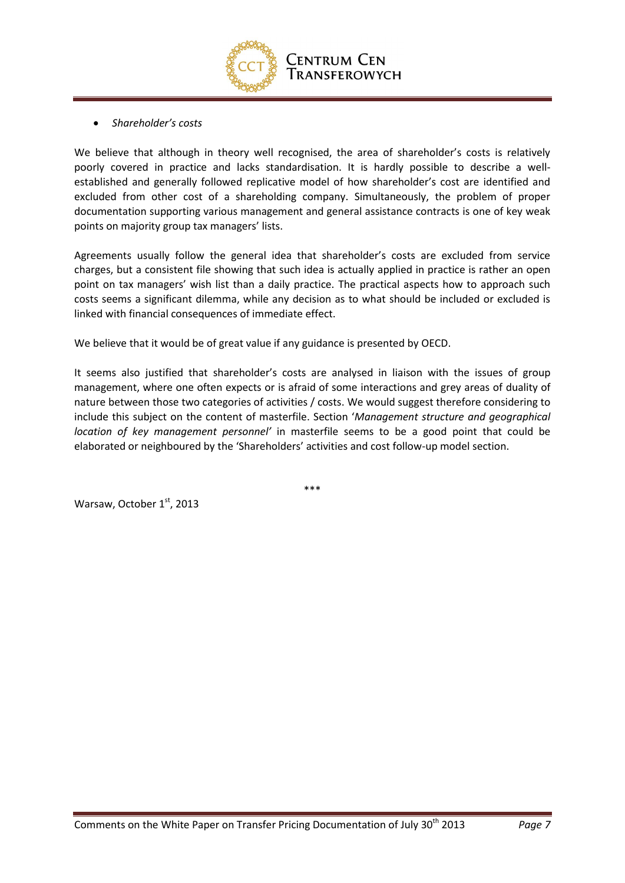- *Shareholder's costs*

We believe that although in theory well recognised, the area of shareholder's costs is relatively poorly covered in practice and lacks standardisation. It is hardly possible to describe a well-established and generally followed replicative model of how shareholder's cost are identified and excluded from other cost of a shareholding company. Simultaneously, the problem of proper documentation supporting various management and general assistance contracts is one of key weak points on majority group tax managers' lists.

Agreements usually follow the general idea that shareholder's costs are excluded from service charges, but a consistent file showing that such idea is actually applied in practice is rather an open point on tax managers' wish list than a daily practice. The practical aspects how to approach such costs seems a significant dilemma, while any decision as to what should be included or excluded is linked with financial consequences of immediate effect.

We believe that it would be of great value if any guidance is presented by OECD.

It seems also justified that shareholder's costs are analysed in liaison with the issues of group management, where one often expects or is afraid of some interactions and grey areas of duality of nature between those two categories of activities / costs. We would suggest therefore considering to include this subject on the content of masterfile. Section '*Management structure and geographical location of key management personnel*' in masterfile seems to be a good point that could be elaborated or neighboured by the 'Shareholders' activities and cost follow-up model section.

***

Warsaw, October 1st, 2013